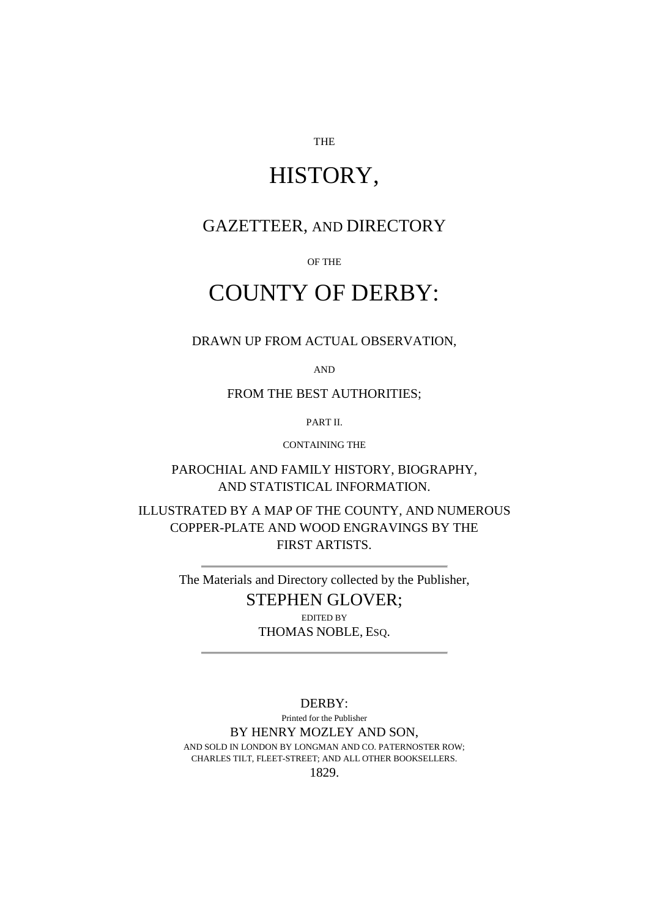THE

# HISTORY,

## GAZETTEER, AND DIRECTORY

OF THE

# COUNTY OF DERBY:

DRAWN UP FROM ACTUAL OBSERVATION,

AND

FROM THE BEST AUTHORITIES;

PART II.

CONTAINING THE

PAROCHIAL AND FAMILY HISTORY, BIOGRAPHY, AND STATISTICAL INFORMATION.

ILLUSTRATED BY A MAP OF THE COUNTY, AND NUMEROUS COPPER-PLATE AND WOOD ENGRAVINGS BY THE FIRST ARTISTS.

---

The Materials and Directory collected by the Publisher,

STEPHEN GLOVER;

EDITED BY

THOMAS NOBLE, ESQ.

---

DERBY:

Printed for the Publisher

BY HENRY MOZLEY AND SON,

AND SOLD IN LONDON BY LONGMAN AND CO. PATERNOSTER ROW; CHARLES TILT, FLEET-STREET; AND ALL OTHER BOOKSELLERS.

1829.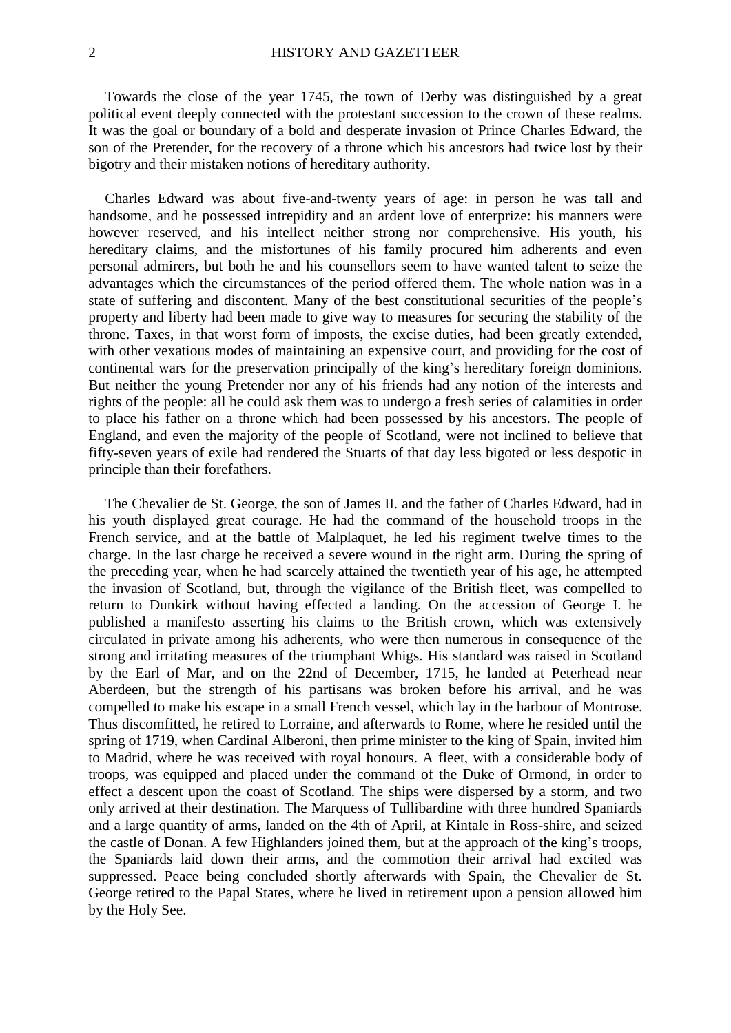Towards the close of the year 1745, the town of Derby was distinguished by a great political event deeply connected with the protestant succession to the crown of these realms. It was the goal or boundary of a bold and desperate invasion of Prince Charles Edward, the son of the Pretender, for the recovery of a throne which his ancestors had twice lost by their bigotry and their mistaken notions of hereditary authority.

Charles Edward was about five-and-twenty years of age: in person he was tall and handsome, and he possessed intrepidity and an ardent love of enterprize: his manners were however reserved, and his intellect neither strong nor comprehensive. His youth, his hereditary claims, and the misfortunes of his family procured him adherents and even personal admirers, but both he and his counsellors seem to have wanted talent to seize the advantages which the circumstances of the period offered them. The whole nation was in a state of suffering and discontent. Many of the best constitutional securities of the people's property and liberty had been made to give way to measures for securing the stability of the throne. Taxes, in that worst form of imposts, the excise duties, had been greatly extended, with other vexatious modes of maintaining an expensive court, and providing for the cost of continental wars for the preservation principally of the king's hereditary foreign dominions. But neither the young Pretender nor any of his friends had any notion of the interests and rights of the people: all he could ask them was to undergo a fresh series of calamities in order to place his father on a throne which had been possessed by his ancestors. The people of England, and even the majority of the people of Scotland, were not inclined to believe that fifty-seven years of exile had rendered the Stuarts of that day less bigoted or less despotic in principle than their forefathers.

The Chevalier de St. George, the son of James II. and the father of Charles Edward, had in his youth displayed great courage. He had the command of the household troops in the French service, and at the battle of Malplaquet, he led his regiment twelve times to the charge. In the last charge he received a severe wound in the right arm. During the spring of the preceding year, when he had scarcely attained the twentieth year of his age, he attempted the invasion of Scotland, but, through the vigilance of the British fleet, was compelled to return to Dunkirk without having effected a landing. On the accession of George I. he published a manifesto asserting his claims to the British crown, which was extensively circulated in private among his adherents, who were then numerous in consequence of the strong and irritating measures of the triumphant Whigs. His standard was raised in Scotland by the Earl of Mar, and on the 22nd of December, 1715, he landed at Peterhead near Aberdeen, but the strength of his partisans was broken before his arrival, and he was compelled to make his escape in a small French vessel, which lay in the harbour of Montrose. Thus discomfitted, he retired to Lorraine, and afterwards to Rome, where he resided until the spring of 1719, when Cardinal Alberoni, then prime minister to the king of Spain, invited him to Madrid, where he was received with royal honours. A fleet, with a considerable body of troops, was equipped and placed under the command of the Duke of Ormond, in order to effect a descent upon the coast of Scotland. The ships were dispersed by a storm, and two only arrived at their destination. The Marquess of Tullibardine with three hundred Spaniards and a large quantity of arms, landed on the 4th of April, at Kintale in Ross-shire, and seized the castle of Donan. A few Highlanders joined them, but at the approach of the king's troops, the Spaniards laid down their arms, and the commotion their arrival had excited was suppressed. Peace being concluded shortly afterwards with Spain, the Chevalier de St. George retired to the Papal States, where he lived in retirement upon a pension allowed him by the Holy See.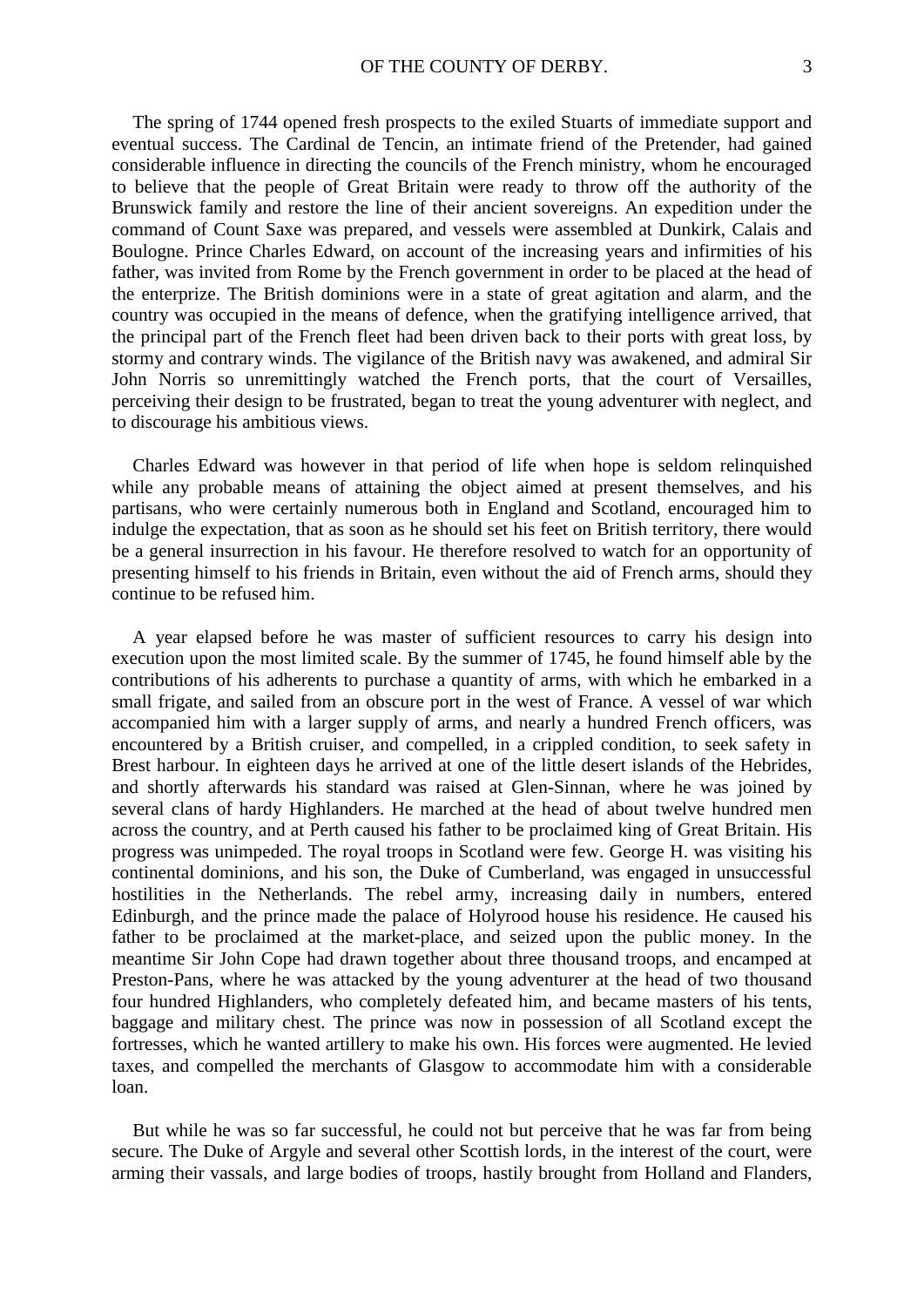The spring of 1744 opened fresh prospects to the exiled Stuarts of immediate support and eventual success. The Cardinal de Tencin, an intimate friend of the Pretender, had gained considerable influence in directing the councils of the French ministry, whom he encouraged to believe that the people of Great Britain were ready to throw off the authority of the Brunswick family and restore the line of their ancient sovereigns. An expedition under the command of Count Saxe was prepared, and vessels were assembled at Dunkirk, Calais and Boulogne. Prince Charles Edward, on account of the increasing years and infirmities of his father, was invited from Rome by the French government in order to be placed at the head of the enterprize. The British dominions were in a state of great agitation and alarm, and the country was occupied in the means of defence, when the gratifying intelligence arrived, that the principal part of the French fleet had been driven back to their ports with great loss, by stormy and contrary winds. The vigilance of the British navy was awakened, and admiral Sir John Norris so unremittingly watched the French ports, that the court of Versailles, perceiving their design to be frustrated, began to treat the young adventurer with neglect, and to discourage his ambitious views.

Charles Edward was however in that period of life when hope is seldom relinquished while any probable means of attaining the object aimed at present themselves, and his partisans, who were certainly numerous both in England and Scotland, encouraged him to indulge the expectation, that as soon as he should set his feet on British territory, there would be a general insurrection in his favour. He therefore resolved to watch for an opportunity of presenting himself to his friends in Britain, even without the aid of French arms, should they continue to be refused him.

A year elapsed before he was master of sufficient resources to carry his design into execution upon the most limited scale. By the summer of 1745, he found himself able by the contributions of his adherents to purchase a quantity of arms, with which he embarked in a small frigate, and sailed from an obscure port in the west of France. A vessel of war which accompanied him with a larger supply of arms, and nearly a hundred French officers, was encountered by a British cruiser, and compelled, in a crippled condition, to seek safety in Brest harbour. In eighteen days he arrived at one of the little desert islands of the Hebrides, and shortly afterwards his standard was raised at Glen-Sinnan, where he was joined by several clans of hardy Highlanders. He marched at the head of about twelve hundred men across the country, and at Perth caused his father to be proclaimed king of Great Britain. His progress was unimpeded. The royal troops in Scotland were few. George H. was visiting his continental dominions, and his son, the Duke of Cumberland, was engaged in unsuccessful hostilities in the Netherlands. The rebel army, increasing daily in numbers, entered Edinburgh, and the prince made the palace of Holyrood house his residence. He caused his father to be proclaimed at the market-place, and seized upon the public money. In the meantime Sir John Cope had drawn together about three thousand troops, and encamped at Preston-Pans, where he was attacked by the young adventurer at the head of two thousand four hundred Highlanders, who completely defeated him, and became masters of his tents, baggage and military chest. The prince was now in possession of all Scotland except the fortresses, which he wanted artillery to make his own. His forces were augmented. He levied taxes, and compelled the merchants of Glasgow to accommodate him with a considerable loan.

But while he was so far successful, he could not but perceive that he was far from being secure. The Duke of Argyle and several other Scottish lords, in the interest of the court, were arming their vassals, and large bodies of troops, hastily brought from Holland and Flanders,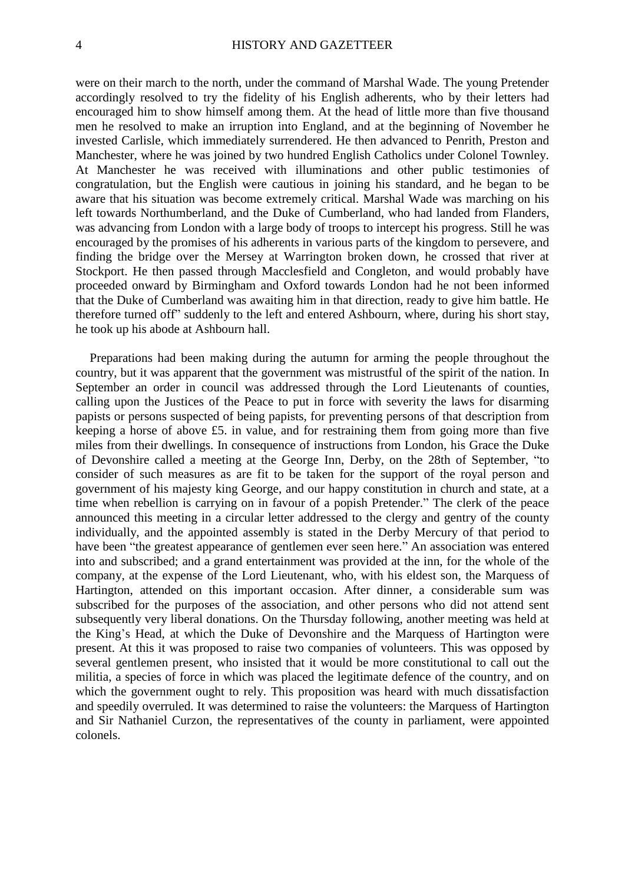were on their march to the north, under the command of Marshal Wade. The young Pretender accordingly resolved to try the fidelity of his English adherents, who by their letters had encouraged him to show himself among them. At the head of little more than five thousand men he resolved to make an irruption into England, and at the beginning of November he invested Carlisle, which immediately surrendered. He then advanced to Penrith, Preston and Manchester, where he was joined by two hundred English Catholics under Colonel Townley. At Manchester he was received with illuminations and other public testimonies of congratulation, but the English were cautious in joining his standard, and he began to be aware that his situation was become extremely critical. Marshal Wade was marching on his left towards Northumberland, and the Duke of Cumberland, who had landed from Flanders, was advancing from London with a large body of troops to intercept his progress. Still he was encouraged by the promises of his adherents in various parts of the kingdom to persevere, and finding the bridge over the Mersey at Warrington broken down, he crossed that river at Stockport. He then passed through Macclesfield and Congleton, and would probably have proceeded onward by Birmingham and Oxford towards London had he not been informed that the Duke of Cumberland was awaiting him in that direction, ready to give him battle. He therefore turned off" suddenly to the left and entered Ashbourn, where, during his short stay, he took up his abode at Ashbourn hall.

Preparations had been making during the autumn for arming the people throughout the country, but it was apparent that the government was mistrustful of the spirit of the nation. In September an order in council was addressed through the Lord Lieutenants of counties, calling upon the Justices of the Peace to put in force with severity the laws for disarming papists or persons suspected of being papists, for preventing persons of that description from keeping a horse of above £5. in value, and for restraining them from going more than five miles from their dwellings. In consequence of instructions from London, his Grace the Duke of Devonshire called a meeting at the George Inn, Derby, on the 28th of September, "to consider of such measures as are fit to be taken for the support of the royal person and government of his majesty king George, and our happy constitution in church and state, at a time when rebellion is carrying on in favour of a popish Pretender." The clerk of the peace announced this meeting in a circular letter addressed to the clergy and gentry of the county individually, and the appointed assembly is stated in the Derby Mercury of that period to have been "the greatest appearance of gentlemen ever seen here." An association was entered into and subscribed; and a grand entertainment was provided at the inn, for the whole of the company, at the expense of the Lord Lieutenant, who, with his eldest son, the Marquess of Hartington, attended on this important occasion. After dinner, a considerable sum was subscribed for the purposes of the association, and other persons who did not attend sent subsequently very liberal donations. On the Thursday following, another meeting was held at the King's Head, at which the Duke of Devonshire and the Marquess of Hartington were present. At this it was proposed to raise two companies of volunteers. This was opposed by several gentlemen present, who insisted that it would be more constitutional to call out the militia, a species of force in which was placed the legitimate defence of the country, and on which the government ought to rely. This proposition was heard with much dissatisfaction and speedily overruled. It was determined to raise the volunteers: the Marquess of Hartington and Sir Nathaniel Curzon, the representatives of the county in parliament, were appointed colonels.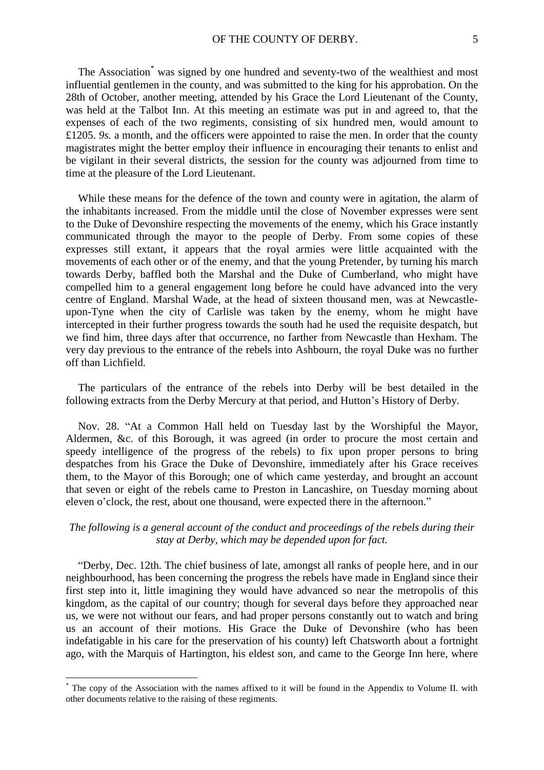The Association[*] was signed by one hundred and seventy-two of the wealthiest and most influential gentlemen in the county, and was submitted to the king for his approbation. On the 28th of October, another meeting, attended by his Grace the Lord Lieutenant of the County, was held at the Talbot Inn. At this meeting an estimate was put in and agreed to, that the expenses of each of the two regiments, consisting of six hundred men, would amount to £1205. *9s.* a month, and the officers were appointed to raise the men. In order that the county magistrates might the better employ their influence in encouraging their tenants to enlist and be vigilant in their several districts, the session for the county was adjourned from time to time at the pleasure of the Lord Lieutenant.

While these means for the defence of the town and county were in agitation, the alarm of the inhabitants increased. From the middle until the close of November expresses were sent to the Duke of Devonshire respecting the movements of the enemy, which his Grace instantly communicated through the mayor to the people of Derby. From some copies of these expresses still extant, it appears that the royal armies were little acquainted with the movements of each other or of the enemy, and that the young Pretender, by turning his march towards Derby, baffled both the Marshal and the Duke of Cumberland, who might have compelled him to a general engagement long before he could have advanced into the very centre of England. Marshal Wade, at the head of sixteen thousand men, was at Newcastle-upon-Tyne when the city of Carlisle was taken by the enemy, whom he might have intercepted in their further progress towards the south had he used the requisite despatch, but we find him, three days after that occurrence, no farther from Newcastle than Hexham. The very day previous to the entrance of the rebels into Ashbourn, the royal Duke was no further off than Lichfield.

The particulars of the entrance of the rebels into Derby will be best detailed in the following extracts from the Derby Mercury at that period, and Hutton's History of Derby.

Nov. 28. "At a Common Hall held on Tuesday last by the Worshipful the Mayor, Aldermen, &c. of this Borough, it was agreed (in order to procure the most certain and speedy intelligence of the progress of the rebels) to fix upon proper persons to bring despatches from his Grace the Duke of Devonshire, immediately after his Grace receives them, to the Mayor of this Borough; one of which came yesterday, and brought an account that seven or eight of the rebels came to Preston in Lancashire, on Tuesday morning about eleven o'clock, the rest, about one thousand, were expected there in the afternoon."

*The following is a general account of the conduct and proceedings of the rebels during their stay at Derby, which may be depended upon for fact.*

"Derby, Dec. 12th. The chief business of late, amongst all ranks of people here, and in our neighbourhood, has been concerning the progress the rebels have made in England since their first step into it, little imagining they would have advanced so near the metropolis of this kingdom, as the capital of our country; though for several days before they approached near us, we were not without our fears, and had proper persons constantly out to watch and bring us an account of their motions. His Grace the Duke of Devonshire (who has been indefatigable in his care for the preservation of his county) left Chatsworth about a fortnight ago, with the Marquis of Hartington, his eldest son, and came to the George Inn here, where

[*] The copy of the Association with the names affixed to it will be found in the Appendix to Volume II. with other documents relative to the raising of these regiments.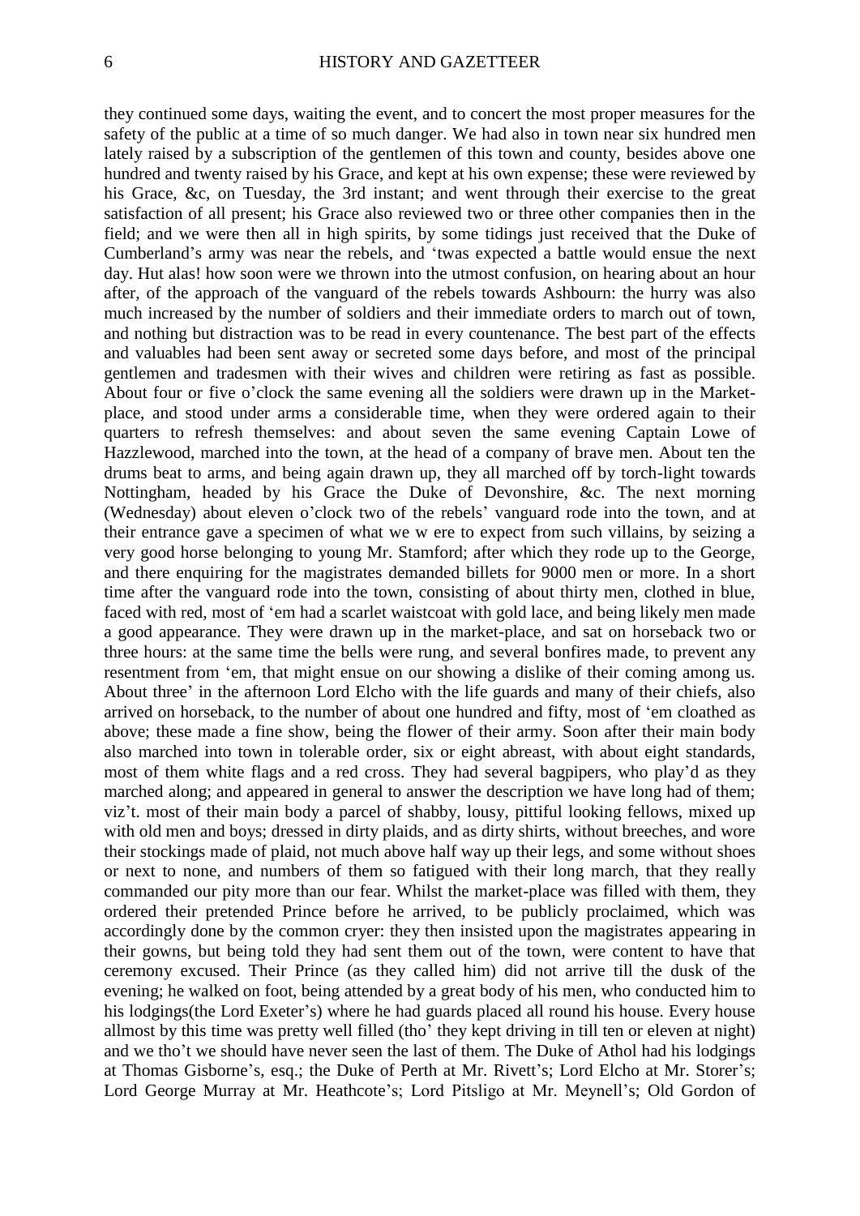they continued some days, waiting the event, and to concert the most proper measures for the safety of the public at a time of so much danger. We had also in town near six hundred men lately raised by a subscription of the gentlemen of this town and county, besides above one hundred and twenty raised by his Grace, and kept at his own expense; these were reviewed by his Grace, &c, on Tuesday, the 3rd instant; and went through their exercise to the great satisfaction of all present; his Grace also reviewed two or three other companies then in the field; and we were then all in high spirits, by some tidings just received that the Duke of Cumberland's army was near the rebels, and 'twas expected a battle would ensue the next day. Hut alas! how soon were we thrown into the utmost confusion, on hearing about an hour after, of the approach of the vanguard of the rebels towards Ashbourn: the hurry was also much increased by the number of soldiers and their immediate orders to march out of town, and nothing but distraction was to be read in every countenance. The best part of the effects and valuables had been sent away or secreted some days before, and most of the principal gentlemen and tradesmen with their wives and children were retiring as fast as possible. About four or five o'clock the same evening all the soldiers were drawn up in the Market-place, and stood under arms a considerable time, when they were ordered again to their quarters to refresh themselves: and about seven the same evening Captain Lowe of Hazzlewood, marched into the town, at the head of a company of brave men. About ten the drums beat to arms, and being again drawn up, they all marched off by torch-light towards Nottingham, headed by his Grace the Duke of Devonshire, &c. The next morning (Wednesday) about eleven o'clock two of the rebels' vanguard rode into the town, and at their entrance gave a specimen of what we w ere to expect from such villains, by seizing a very good horse belonging to young Mr. Stamford; after which they rode up to the George, and there enquiring for the magistrates demanded billets for 9000 men or more. In a short time after the vanguard rode into the town, consisting of about thirty men, clothed in blue, faced with red, most of 'em had a scarlet waistcoat with gold lace, and being likely men made a good appearance. They were drawn up in the market-place, and sat on horseback two or three hours: at the same time the bells were rung, and several bonfires made, to prevent any resentment from 'em, that might ensue on our showing a dislike of their coming among us. About three' in the afternoon Lord Elcho with the life guards and many of their chiefs, also arrived on horseback, to the number of about one hundred and fifty, most of 'em cloathed as above; these made a fine show, being the flower of their army. Soon after their main body also marched into town in tolerable order, six or eight abreast, with about eight standards, most of them white flags and a red cross. They had several bagpipers, who play'd as they marched along; and appeared in general to answer the description we have long had of them; viz't. most of their main body a parcel of shabby, lousy, pittiful looking fellows, mixed up with old men and boys; dressed in dirty plaids, and as dirty shirts, without breeches, and wore their stockings made of plaid, not much above half way up their legs, and some without shoes or next to none, and numbers of them so fatigued with their long march, that they really commanded our pity more than our fear. Whilst the market-place was filled with them, they ordered their pretended Prince before he arrived, to be publicly proclaimed, which was accordingly done by the common cryer: they then insisted upon the magistrates appearing in their gowns, but being told they had sent them out of the town, were content to have that ceremony excused. Their Prince (as they called him) did not arrive till the dusk of the evening; he walked on foot, being attended by a great body of his men, who conducted him to his lodgings(the Lord Exeter's) where he had guards placed all round his house. Every house allmost by this time was pretty well filled (tho' they kept driving in till ten or eleven at night) and we tho't we should have never seen the last of them. The Duke of Athol had his lodgings at Thomas Gisborne's, esq.; the Duke of Perth at Mr. Rivett's; Lord Elcho at Mr. Storer's; Lord George Murray at Mr. Heathcote's; Lord Pitsligo at Mr. Meynell's; Old Gordon of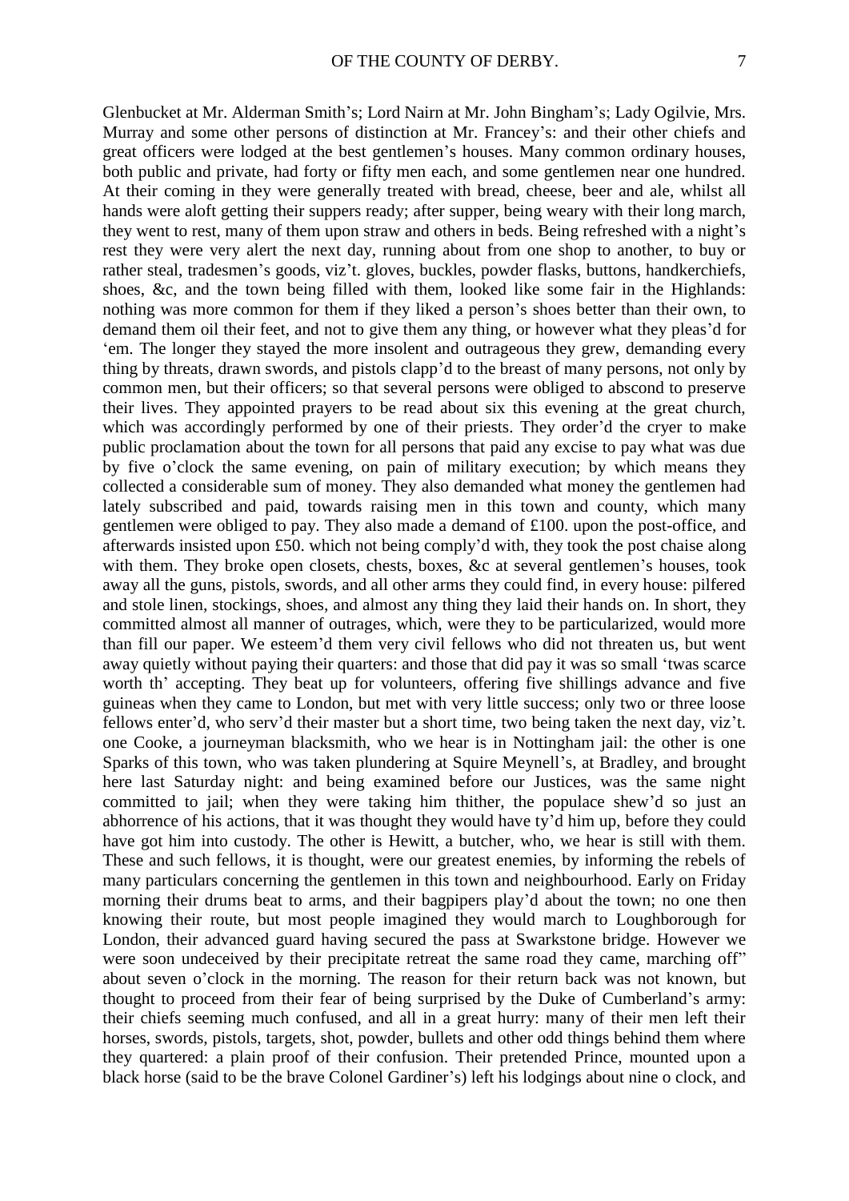Glenbucket at Mr. Alderman Smith's; Lord Nairn at Mr. John Bingham's; Lady Ogilvie, Mrs. Murray and some other persons of distinction at Mr. Francey's: and their other chiefs and great officers were lodged at the best gentlemen's houses. Many common ordinary houses, both public and private, had forty or fifty men each, and some gentlemen near one hundred. At their coming in they were generally treated with bread, cheese, beer and ale, whilst all hands were aloft getting their suppers ready; after supper, being weary with their long march, they went to rest, many of them upon straw and others in beds. Being refreshed with a night's rest they were very alert the next day, running about from one shop to another, to buy or rather steal, tradesmen's goods, viz't. gloves, buckles, powder flasks, buttons, handkerchiefs, shoes, &c, and the town being filled with them, looked like some fair in the Highlands: nothing was more common for them if they liked a person's shoes better than their own, to demand them oil their feet, and not to give them any thing, or however what they pleas'd for 'em. The longer they stayed the more insolent and outrageous they grew, demanding every thing by threats, drawn swords, and pistols clapp'd to the breast of many persons, not only by common men, but their officers; so that several persons were obliged to abscond to preserve their lives. They appointed prayers to be read about six this evening at the great church, which was accordingly performed by one of their priests. They order'd the cryer to make public proclamation about the town for all persons that paid any excise to pay what was due by five o'clock the same evening, on pain of military execution; by which means they collected a considerable sum of money. They also demanded what money the gentlemen had lately subscribed and paid, towards raising men in this town and county, which many gentlemen were obliged to pay. They also made a demand of £100. upon the post-office, and afterwards insisted upon £50. which not being comply'd with, they took the post chaise along with them. They broke open closets, chests, boxes, &c at several gentlemen's houses, took away all the guns, pistols, swords, and all other arms they could find, in every house: pilfered and stole linen, stockings, shoes, and almost any thing they laid their hands on. In short, they committed almost all manner of outrages, which, were they to be particularized, would more than fill our paper. We esteem'd them very civil fellows who did not threaten us, but went away quietly without paying their quarters: and those that did pay it was so small 'twas scarce worth th' accepting. They beat up for volunteers, offering five shillings advance and five guineas when they came to London, but met with very little success; only two or three loose fellows enter'd, who serv'd their master but a short time, two being taken the next day, viz't. one Cooke, a journeyman blacksmith, who we hear is in Nottingham jail: the other is one Sparks of this town, who was taken plundering at Squire Meynell's, at Bradley, and brought here last Saturday night: and being examined before our Justices, was the same night committed to jail; when they were taking him thither, the populace shew'd so just an abhorrence of his actions, that it was thought they would have ty'd him up, before they could have got him into custody. The other is Hewitt, a butcher, who, we hear is still with them. These and such fellows, it is thought, were our greatest enemies, by informing the rebels of many particulars concerning the gentlemen in this town and neighbourhood. Early on Friday morning their drums beat to arms, and their bagpipers play'd about the town; no one then knowing their route, but most people imagined they would march to Loughborough for London, their advanced guard having secured the pass at Swarkstone bridge. However we were soon undeceived by their precipitate retreat the same road they came, marching off" about seven o'clock in the morning. The reason for their return back was not known, but thought to proceed from their fear of being surprised by the Duke of Cumberland's army: their chiefs seeming much confused, and all in a great hurry: many of their men left their horses, swords, pistols, targets, shot, powder, bullets and other odd things behind them where they quartered: a plain proof of their confusion. Their pretended Prince, mounted upon a black horse (said to be the brave Colonel Gardiner's) left his lodgings about nine o clock, and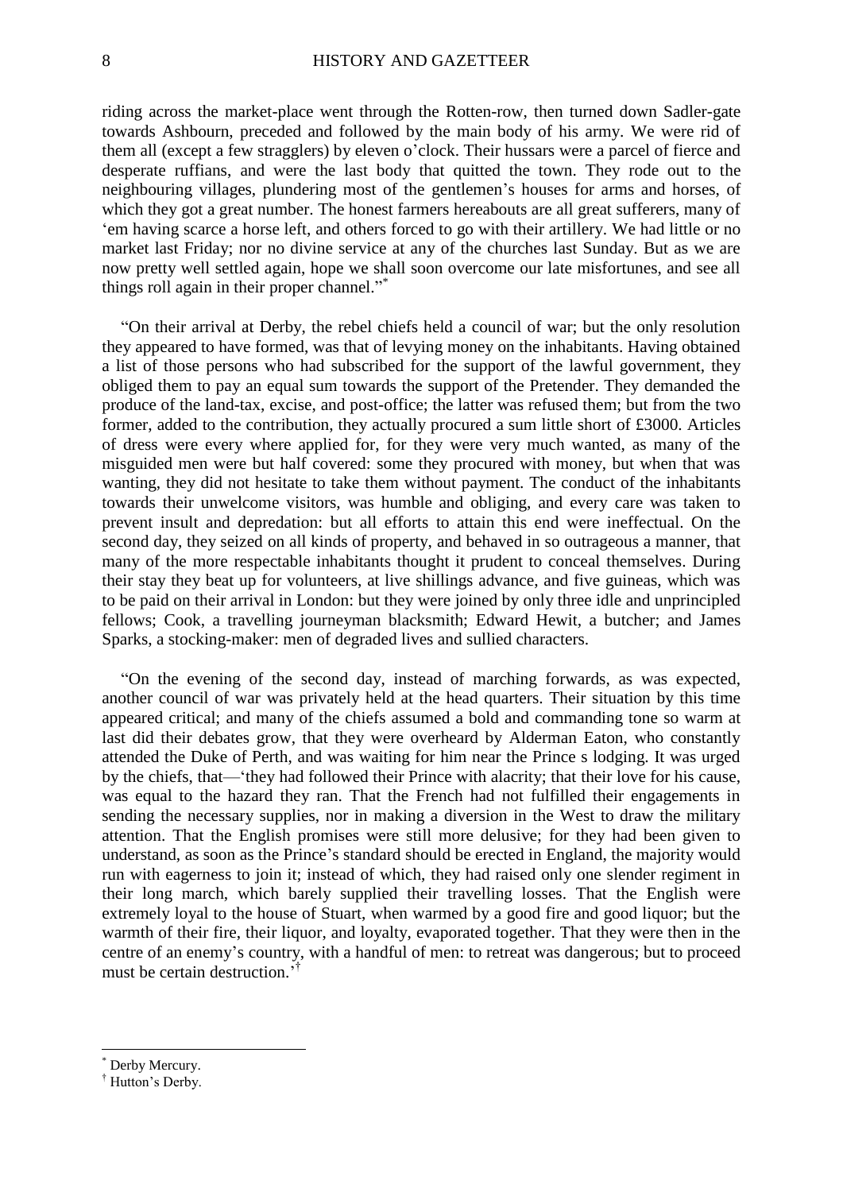riding across the market-place went through the Rotten-row, then turned down Sadler-gate towards Ashbourn, preceded and followed by the main body of his army. We were rid of them all (except a few stragglers) by eleven o'clock. Their hussars were a parcel of fierce and desperate ruffians, and were the last body that quitted the town. They rode out to the neighbouring villages, plundering most of the gentlemen's houses for arms and horses, of which they got a great number. The honest farmers hereabouts are all great sufferers, many of 'em having scarce a horse left, and others forced to go with their artillery. We had little or no market last Friday; nor no divine service at any of the churches last Sunday. But as we are now pretty well settled again, hope we shall soon overcome our late misfortunes, and see all things roll again in their proper channel."[*]

"On their arrival at Derby, the rebel chiefs held a council of war; but the only resolution they appeared to have formed, was that of levying money on the inhabitants. Having obtained a list of those persons who had subscribed for the support of the lawful government, they obliged them to pay an equal sum towards the support of the Pretender. They demanded the produce of the land-tax, excise, and post-office; the latter was refused them; but from the two former, added to the contribution, they actually procured a sum little short of £3000. Articles of dress were every where applied for, for they were very much wanted, as many of the misguided men were but half covered: some they procured with money, but when that was wanting, they did not hesitate to take them without payment. The conduct of the inhabitants towards their unwelcome visitors, was humble and obliging, and every care was taken to prevent insult and depredation: but all efforts to attain this end were ineffectual. On the second day, they seized on all kinds of property, and behaved in so outrageous a manner, that many of the more respectable inhabitants thought it prudent to conceal themselves. During their stay they beat up for volunteers, at live shillings advance, and five guineas, which was to be paid on their arrival in London: but they were joined by only three idle and unprincipled fellows; Cook, a travelling journeyman blacksmith; Edward Hewit, a butcher; and James Sparks, a stocking-maker: men of degraded lives and sullied characters.

"On the evening of the second day, instead of marching forwards, as was expected, another council of war was privately held at the head quarters. Their situation by this time appeared critical; and many of the chiefs assumed a bold and commanding tone so warm at last did their debates grow, that they were overheard by Alderman Eaton, who constantly attended the Duke of Perth, and was waiting for him near the Prince s lodging. It was urged by the chiefs, that—'they had followed their Prince with alacrity; that their love for his cause, was equal to the hazard they ran. That the French had not fulfilled their engagements in sending the necessary supplies, nor in making a diversion in the West to draw the military attention. That the English promises were still more delusive; for they had been given to understand, as soon as the Prince's standard should be erected in England, the majority would run with eagerness to join it; instead of which, they had raised only one slender regiment in their long march, which barely supplied their travelling losses. That the English were extremely loyal to the house of Stuart, when warmed by a good fire and good liquor; but the warmth of their fire, their liquor, and loyalty, evaporated together. That they were then in the centre of an enemy's country, with a handful of men: to retreat was dangerous; but to proceed must be certain destruction.'[†]

---

[*] Derby Mercury.

[†] Hutton's Derby.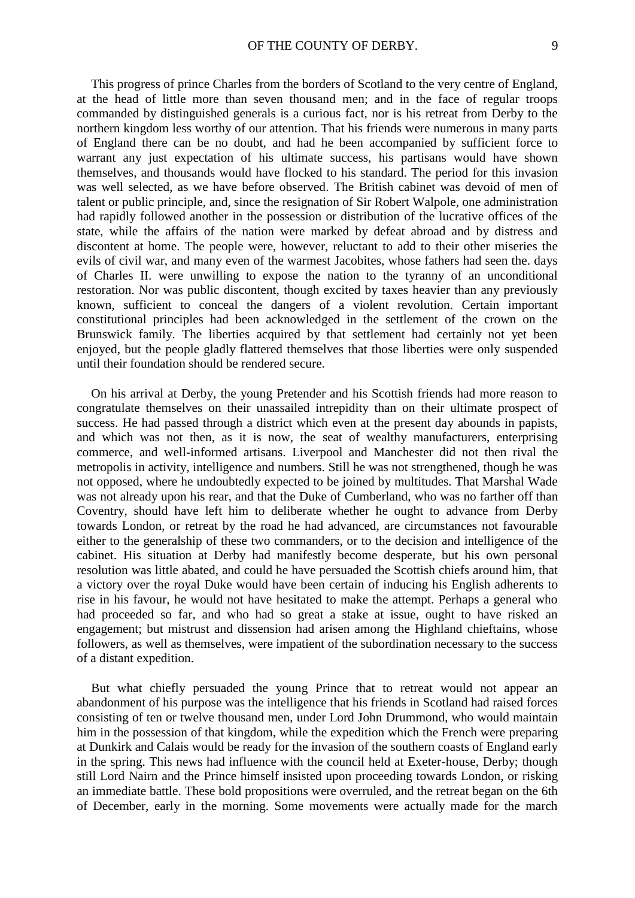This progress of prince Charles from the borders of Scotland to the very centre of England, at the head of little more than seven thousand men; and in the face of regular troops commanded by distinguished generals is a curious fact, nor is his retreat from Derby to the northern kingdom less worthy of our attention. That his friends were numerous in many parts of England there can be no doubt, and had he been accompanied by sufficient force to warrant any just expectation of his ultimate success, his partisans would have shown themselves, and thousands would have flocked to his standard. The period for this invasion was well selected, as we have before observed. The British cabinet was devoid of men of talent or public principle, and, since the resignation of Sir Robert Walpole, one administration had rapidly followed another in the possession or distribution of the lucrative offices of the state, while the affairs of the nation were marked by defeat abroad and by distress and discontent at home. The people were, however, reluctant to add to their other miseries the evils of civil war, and many even of the warmest Jacobites, whose fathers had seen the. days of Charles II. were unwilling to expose the nation to the tyranny of an unconditional restoration. Nor was public discontent, though excited by taxes heavier than any previously known, sufficient to conceal the dangers of a violent revolution. Certain important constitutional principles had been acknowledged in the settlement of the crown on the Brunswick family. The liberties acquired by that settlement had certainly not yet been enjoyed, but the people gladly flattered themselves that those liberties were only suspended until their foundation should be rendered secure.

On his arrival at Derby, the young Pretender and his Scottish friends had more reason to congratulate themselves on their unassailed intrepidity than on their ultimate prospect of success. He had passed through a district which even at the present day abounds in papists, and which was not then, as it is now, the seat of wealthy manufacturers, enterprising commerce, and well-informed artisans. Liverpool and Manchester did not then rival the metropolis in activity, intelligence and numbers. Still he was not strengthened, though he was not opposed, where he undoubtedly expected to be joined by multitudes. That Marshal Wade was not already upon his rear, and that the Duke of Cumberland, who was no farther off than Coventry, should have left him to deliberate whether he ought to advance from Derby towards London, or retreat by the road he had advanced, are circumstances not favourable either to the generalship of these two commanders, or to the decision and intelligence of the cabinet. His situation at Derby had manifestly become desperate, but his own personal resolution was little abated, and could he have persuaded the Scottish chiefs around him, that a victory over the royal Duke would have been certain of inducing his English adherents to rise in his favour, he would not have hesitated to make the attempt. Perhaps a general who had proceeded so far, and who had so great a stake at issue, ought to have risked an engagement; but mistrust and dissension had arisen among the Highland chieftains, whose followers, as well as themselves, were impatient of the subordination necessary to the success of a distant expedition.

But what chiefly persuaded the young Prince that to retreat would not appear an abandonment of his purpose was the intelligence that his friends in Scotland had raised forces consisting of ten or twelve thousand men, under Lord John Drummond, who would maintain him in the possession of that kingdom, while the expedition which the French were preparing at Dunkirk and Calais would be ready for the invasion of the southern coasts of England early in the spring. This news had influence with the council held at Exeter-house, Derby; though still Lord Nairn and the Prince himself insisted upon proceeding towards London, or risking an immediate battle. These bold propositions were overruled, and the retreat began on the 6th of December, early in the morning. Some movements were actually made for the march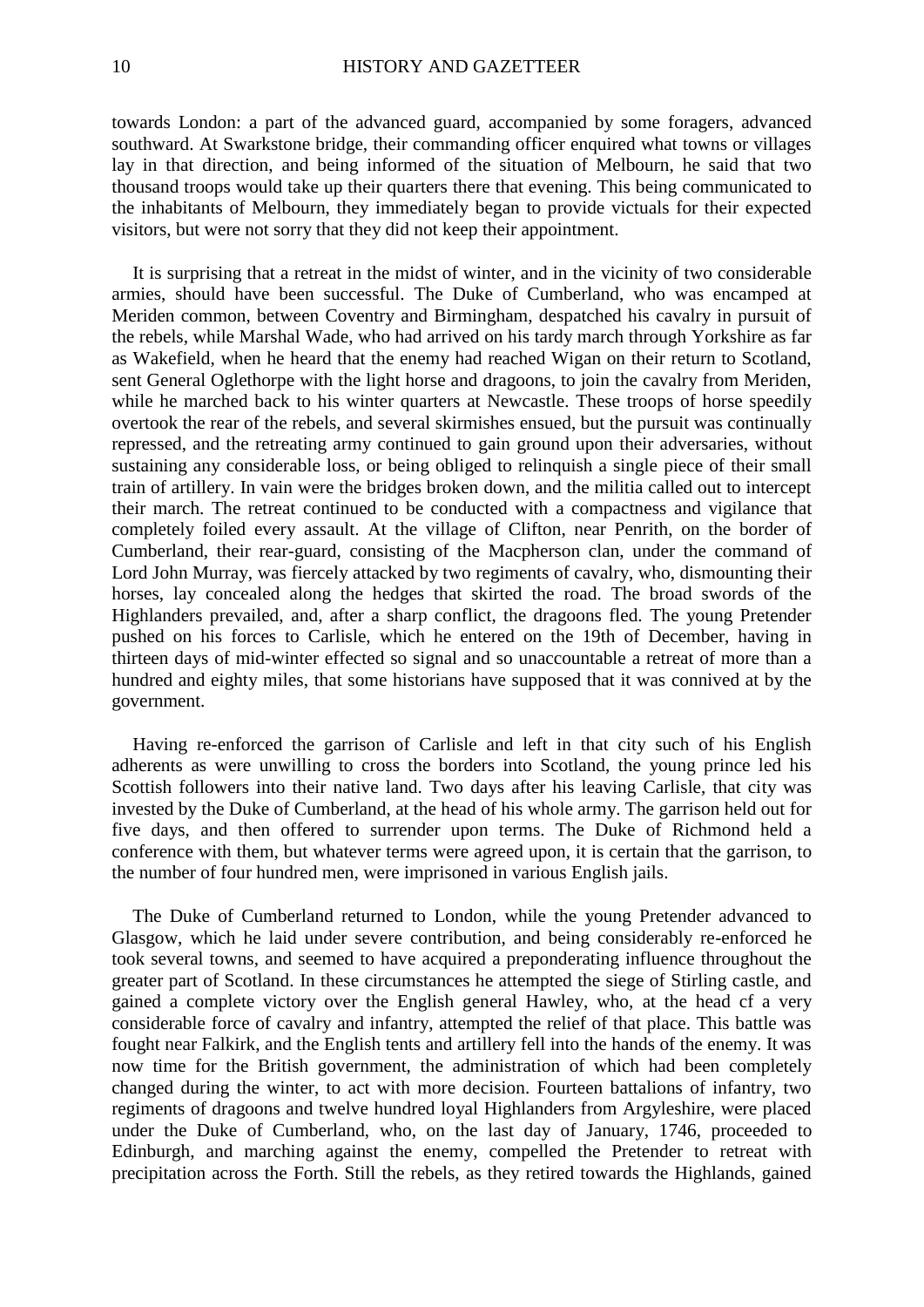towards London: a part of the advanced guard, accompanied by some foragers, advanced southward. At Swarkstone bridge, their commanding officer enquired what towns or villages lay in that direction, and being informed of the situation of Melbourn, he said that two thousand troops would take up their quarters there that evening. This being communicated to the inhabitants of Melbourn, they immediately began to provide victuals for their expected visitors, but were not sorry that they did not keep their appointment.

It is surprising that a retreat in the midst of winter, and in the vicinity of two considerable armies, should have been successful. The Duke of Cumberland, who was encamped at Meriden common, between Coventry and Birmingham, despatched his cavalry in pursuit of the rebels, while Marshal Wade, who had arrived on his tardy march through Yorkshire as far as Wakefield, when he heard that the enemy had reached Wigan on their return to Scotland, sent General Oglethorpe with the light horse and dragoons, to join the cavalry from Meriden, while he marched back to his winter quarters at Newcastle. These troops of horse speedily overtook the rear of the rebels, and several skirmishes ensued, but the pursuit was continually repressed, and the retreating army continued to gain ground upon their adversaries, without sustaining any considerable loss, or being obliged to relinquish a single piece of their small train of artillery. In vain were the bridges broken down, and the militia called out to intercept their march. The retreat continued to be conducted with a compactness and vigilance that completely foiled every assault. At the village of Clifton, near Penrith, on the border of Cumberland, their rear-guard, consisting of the Macpherson clan, under the command of Lord John Murray, was fiercely attacked by two regiments of cavalry, who, dismounting their horses, lay concealed along the hedges that skirted the road. The broad swords of the Highlanders prevailed, and, after a sharp conflict, the dragoons fled. The young Pretender pushed on his forces to Carlisle, which he entered on the 19th of December, having in thirteen days of mid-winter effected so signal and so unaccountable a retreat of more than a hundred and eighty miles, that some historians have supposed that it was connived at by the government.

Having re-enforced the garrison of Carlisle and left in that city such of his English adherents as were unwilling to cross the borders into Scotland, the young prince led his Scottish followers into their native land. Two days after his leaving Carlisle, that city was invested by the Duke of Cumberland, at the head of his whole army. The garrison held out for five days, and then offered to surrender upon terms. The Duke of Richmond held a conference with them, but whatever terms were agreed upon, it is certain that the garrison, to the number of four hundred men, were imprisoned in various English jails.

The Duke of Cumberland returned to London, while the young Pretender advanced to Glasgow, which he laid under severe contribution, and being considerably re-enforced he took several towns, and seemed to have acquired a preponderating influence throughout the greater part of Scotland. In these circumstances he attempted the siege of Stirling castle, and gained a complete victory over the English general Hawley, who, at the head cf a very considerable force of cavalry and infantry, attempted the relief of that place. This battle was fought near Falkirk, and the English tents and artillery fell into the hands of the enemy. It was now time for the British government, the administration of which had been completely changed during the winter, to act with more decision. Fourteen battalions of infantry, two regiments of dragoons and twelve hundred loyal Highlanders from Argyleshire, were placed under the Duke of Cumberland, who, on the last day of January, 1746, proceeded to Edinburgh, and marching against the enemy, compelled the Pretender to retreat with precipitation across the Forth. Still the rebels, as they retired towards the Highlands, gained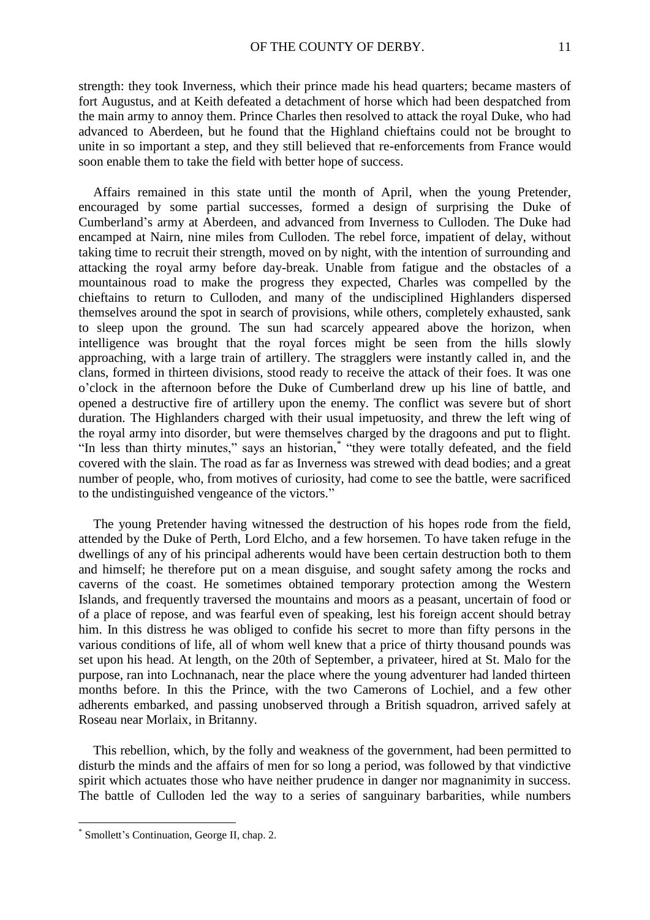strength: they took Inverness, which their prince made his head quarters; became masters of fort Augustus, and at Keith defeated a detachment of horse which had been despatched from the main army to annoy them. Prince Charles then resolved to attack the royal Duke, who had advanced to Aberdeen, but he found that the Highland chieftains could not be brought to unite in so important a step, and they still believed that re-enforcements from France would soon enable them to take the field with better hope of success.

Affairs remained in this state until the month of April, when the young Pretender, encouraged by some partial successes, formed a design of surprising the Duke of Cumberland's army at Aberdeen, and advanced from Inverness to Culloden. The Duke had encamped at Nairn, nine miles from Culloden. The rebel force, impatient of delay, without taking time to recruit their strength, moved on by night, with the intention of surrounding and attacking the royal army before day-break. Unable from fatigue and the obstacles of a mountainous road to make the progress they expected, Charles was compelled by the chieftains to return to Culloden, and many of the undisciplined Highlanders dispersed themselves around the spot in search of provisions, while others, completely exhausted, sank to sleep upon the ground. The sun had scarcely appeared above the horizon, when intelligence was brought that the royal forces might be seen from the hills slowly approaching, with a large train of artillery. The stragglers were instantly called in, and the clans, formed in thirteen divisions, stood ready to receive the attack of their foes. It was one o'clock in the afternoon before the Duke of Cumberland drew up his line of battle, and opened a destructive fire of artillery upon the enemy. The conflict was severe but of short duration. The Highlanders charged with their usual impetuosity, and threw the left wing of the royal army into disorder, but were themselves charged by the dragoons and put to flight. "In less than thirty minutes," says an historian,* "they were totally defeated, and the field covered with the slain. The road as far as Inverness was strewed with dead bodies; and a great number of people, who, from motives of curiosity, had come to see the battle, were sacrificed to the undistinguished vengeance of the victors."

The young Pretender having witnessed the destruction of his hopes rode from the field, attended by the Duke of Perth, Lord Elcho, and a few horsemen. To have taken refuge in the dwellings of any of his principal adherents would have been certain destruction both to them and himself; he therefore put on a mean disguise, and sought safety among the rocks and caverns of the coast. He sometimes obtained temporary protection among the Western Islands, and frequently traversed the mountains and moors as a peasant, uncertain of food or of a place of repose, and was fearful even of speaking, lest his foreign accent should betray him. In this distress he was obliged to confide his secret to more than fifty persons in the various conditions of life, all of whom well knew that a price of thirty thousand pounds was set upon his head. At length, on the 20th of September, a privateer, hired at St. Malo for the purpose, ran into Lochnanach, near the place where the young adventurer had landed thirteen months before. In this the Prince, with the two Camerons of Lochiel, and a few other adherents embarked, and passing unobserved through a British squadron, arrived safely at Roseau near Morlaix, in Britanny.

This rebellion, which, by the folly and weakness of the government, had been permitted to disturb the minds and the affairs of men for so long a period, was followed by that vindictive spirit which actuates those who have neither prudence in danger nor magnanimity in success. The battle of Culloden led the way to a series of sanguinary barbarities, while numbers

* Smollett's Continuation, George II, chap. 2.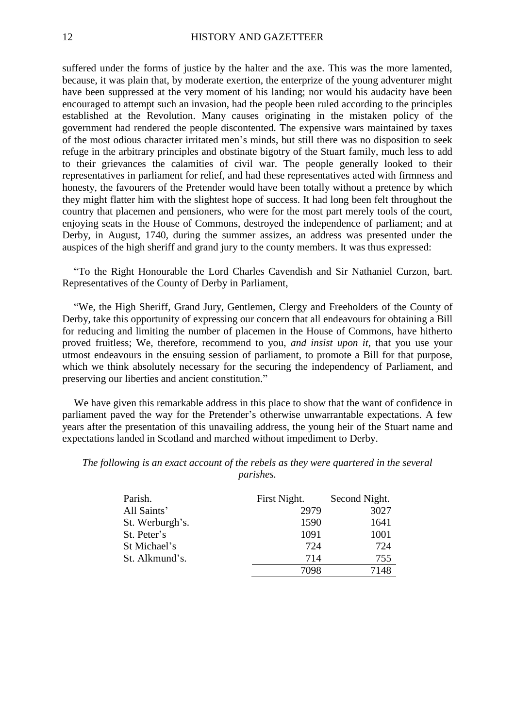suffered under the forms of justice by the halter and the axe. This was the more lamented, because, it was plain that, by moderate exertion, the enterprize of the young adventurer might have been suppressed at the very moment of his landing; nor would his audacity have been encouraged to attempt such an invasion, had the people been ruled according to the principles established at the Revolution. Many causes originating in the mistaken policy of the government had rendered the people discontented. The expensive wars maintained by taxes of the most odious character irritated men's minds, but still there was no disposition to seek refuge in the arbitrary principles and obstinate bigotry of the Stuart family, much less to add to their grievances the calamities of civil war. The people generally looked to their representatives in parliament for relief, and had these representatives acted with firmness and honesty, the favourers of the Pretender would have been totally without a pretence by which they might flatter him with the slightest hope of success. It had long been felt throughout the country that placemen and pensioners, who were for the most part merely tools of the court, enjoying seats in the House of Commons, destroyed the independence of parliament; and at Derby, in August, 1740, during the summer assizes, an address was presented under the auspices of the high sheriff and grand jury to the county members. It was thus expressed:

"To the Right Honourable the Lord Charles Cavendish and Sir Nathaniel Curzon, bart. Representatives of the County of Derby in Parliament,

"We, the High Sheriff, Grand Jury, Gentlemen, Clergy and Freeholders of the County of Derby, take this opportunity of expressing our concern that all endeavours for obtaining a Bill for reducing and limiting the number of placemen in the House of Commons, have hitherto proved fruitless; We, therefore, recommend to you, *and insist upon it*, that you use your utmost endeavours in the ensuing session of parliament, to promote a Bill for that purpose, which we think absolutely necessary for the securing the independency of Parliament, and preserving our liberties and ancient constitution."

We have given this remarkable address in this place to show that the want of confidence in parliament paved the way for the Pretender's otherwise unwarrantable expectations. A few years after the presentation of this unavailing address, the young heir of the Stuart name and expectations landed in Scotland and marched without impediment to Derby.

*The following is an exact account of the rebels as they were quartered in the several parishes.*

| Parish. | First Night. | Second Night. |
|---|---|---|
| All Saints' | 2979 | 3027 |
| St. Werburgh's. | 1590 | 1641 |
| St. Peter's | 1091 | 1001 |
| St Michael's | 724 | 724 |
| St. Alkmund's. | 714 | 755 |
| | 7098 | 7148 |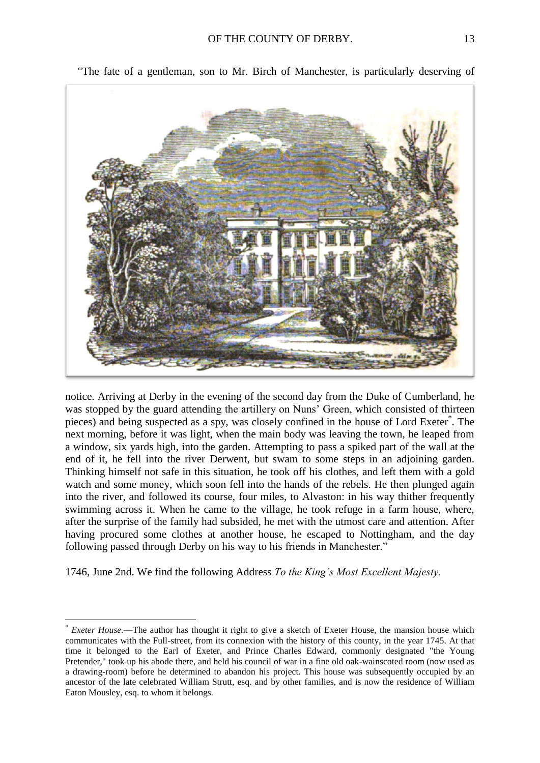"The fate of a gentleman, son to Mr. Birch of Manchester, is particularly deserving of notice. Arriving at Derby in the evening of the second day from the Duke of Cumberland, he was stopped by the guard attending the artillery on Nuns' Green, which consisted of thirteen pieces) and being suspected as a spy, was closely confined in the house of Lord Exeter[*]. The next morning, before it was light, when the main body was leaving the town, he leaped from a window, six yards high, into the garden. Attempting to pass a spiked part of the wall at the end of it, he fell into the river Derwent, but swam to some steps in an adjoining garden. Thinking himself not safe in this situation, he took off his clothes, and left them with a gold watch and some money, which soon fell into the hands of the rebels. He then plunged again into the river, and followed its course, four miles, to Alvaston: in his way thither frequently swimming across it. When he came to the village, he took refuge in a farm house, where, after the surprise of the family had subsided, he met with the utmost care and attention. After having procured some clothes at another house, he escaped to Nottingham, and the day following passed through Derby on his way to his friends in Manchester."

1746, June 2nd. We find the following Address *To the King's Most Excellent Majesty.*

---

[*] *Exeter House.*—The author has thought it right to give a sketch of Exeter House, the mansion house which communicates with the Full-street, from its connexion with the history of this county, in the year 1745. At that time it belonged to the Earl of Exeter, and Prince Charles Edward, commonly designated "the Young Pretender," took up his abode there, and held his council of war in a fine old oak-wainscoted room (now used as a drawing-room) before he determined to abandon his project. This house was subsequently occupied by an ancestor of the late celebrated William Strutt, esq. and by other families, and is now the residence of William Eaton Mousley, esq. to whom it belongs.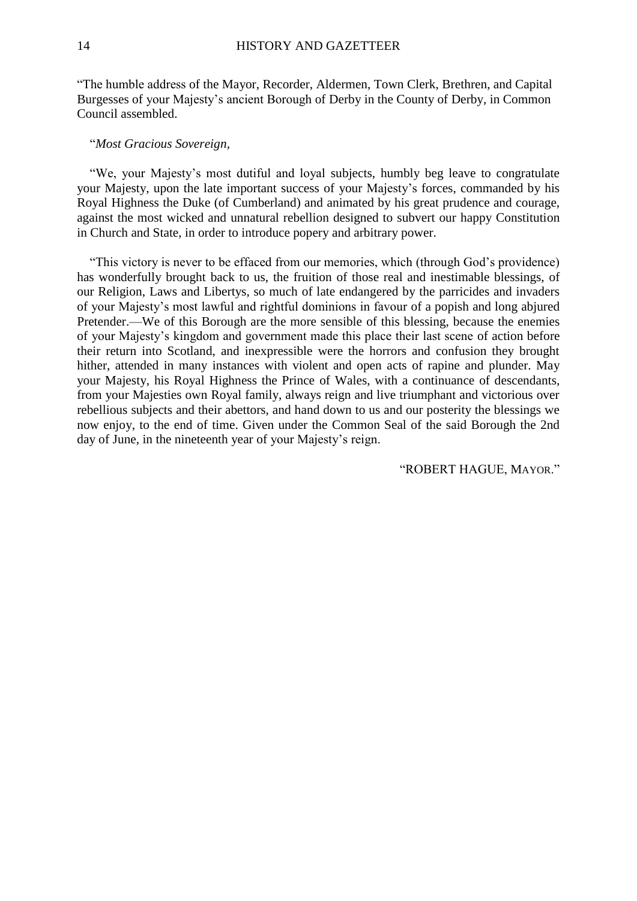"The humble address of the Mayor, Recorder, Aldermen, Town Clerk, Brethren, and Capital Burgesses of your Majesty's ancient Borough of Derby in the County of Derby, in Common Council assembled.

"*Most Gracious Sovereign,*

"We, your Majesty's most dutiful and loyal subjects, humbly beg leave to congratulate your Majesty, upon the late important success of your Majesty's forces, commanded by his Royal Highness the Duke (of Cumberland) and animated by his great prudence and courage, against the most wicked and unnatural rebellion designed to subvert our happy Constitution in Church and State, in order to introduce popery and arbitrary power.

"This victory is never to be effaced from our memories, which (through God's providence) has wonderfully brought back to us, the fruition of those real and inestimable blessings, of our Religion, Laws and Libertys, so much of late endangered by the parricides and invaders of your Majesty's most lawful and rightful dominions in favour of a popish and long abjured Pretender.—We of this Borough are the more sensible of this blessing, because the enemies of your Majesty's kingdom and government made this place their last scene of action before their return into Scotland, and inexpressible were the horrors and confusion they brought hither, attended in many instances with violent and open acts of rapine and plunder. May your Majesty, his Royal Highness the Prince of Wales, with a continuance of descendants, from your Majesties own Royal family, always reign and live triumphant and victorious over rebellious subjects and their abettors, and hand down to us and our posterity the blessings we now enjoy, to the end of time. Given under the Common Seal of the said Borough the 2nd day of June, in the nineteenth year of your Majesty's reign.

"ROBERT HAGUE, MAYOR."